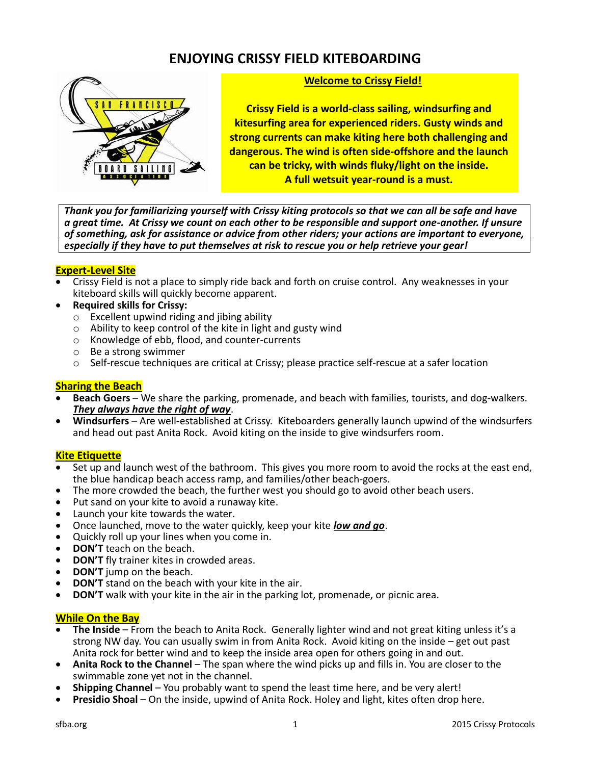# ENJOYING CRISSY FIELD KITEBOARDING

**Welcome to Crissy Field!**

**Crissy Field is a world-class sailing, windsurfing and kitesurfing area for experienced riders. Gusty winds and strong currents can make kiting here both challenging and dangerous. The wind is often side-offshore and the launch can be tricky, with winds fluky/light on the inside. A full wetsuit year-round is a must.**

***Thank you for familiarizing yourself with Crissy kiting protocols so that we can all be safe and have a great time. At Crissy we count on each other to be responsible and support one-another. If unsure of something, ask for assistance or advice from other riders; your actions are important to everyone, especially if they have to put themselves at risk to rescue you or help retrieve your gear!***

## Expert-Level Site

- Crissy Field is not a place to simply ride back and forth on cruise control. Any weaknesses in your kiteboard skills will quickly become apparent.
- **Required skills for Crissy:**
  - Excellent upwind riding and jibing ability
  - Ability to keep control of the kite in light and gusty wind
  - Knowledge of ebb, flood, and counter-currents
  - Be a strong swimmer
  - Self-rescue techniques are critical at Crissy; please practice self-rescue at a safer location

## Sharing the Beach

- **Beach Goers** – We share the parking, promenade, and beach with families, tourists, and dog-walkers. ***They always have the right of way***.
- **Windsurfers** – Are well-established at Crissy. Kiteboarders generally launch upwind of the windsurfers and head out past Anita Rock. Avoid kiting on the inside to give windsurfers room.

## Kite Etiquette

- Set up and launch west of the bathroom. This gives you more room to avoid the rocks at the east end, the blue handicap beach access ramp, and families/other beach-goers.
- The more crowded the beach, the further west you should go to avoid other beach users.
- Put sand on your kite to avoid a runaway kite.
- Launch your kite towards the water.
- Once launched, move to the water quickly, keep your kite ***low and go***.
- Quickly roll up your lines when you come in.
- **DON'T** teach on the beach.
- **DON'T** fly trainer kites in crowded areas.
- **DON'T** jump on the beach.
- **DON'T** stand on the beach with your kite in the air.
- **DON'T** walk with your kite in the air in the parking lot, promenade, or picnic area.

## While On the Bay

- **The Inside** – From the beach to Anita Rock. Generally lighter wind and not great kiting unless it's a strong NW day. You can usually swim in from Anita Rock. Avoid kiting on the inside – get out past Anita rock for better wind and to keep the inside area open for others going in and out.
- **Anita Rock to the Channel** – The span where the wind picks up and fills in. You are closer to the swimmable zone yet not in the channel.
- **Shipping Channel** – You probably want to spend the least time here, and be very alert!
- **Presidio Shoal** – On the inside, upwind of Anita Rock. Holey and light, kites often drop here.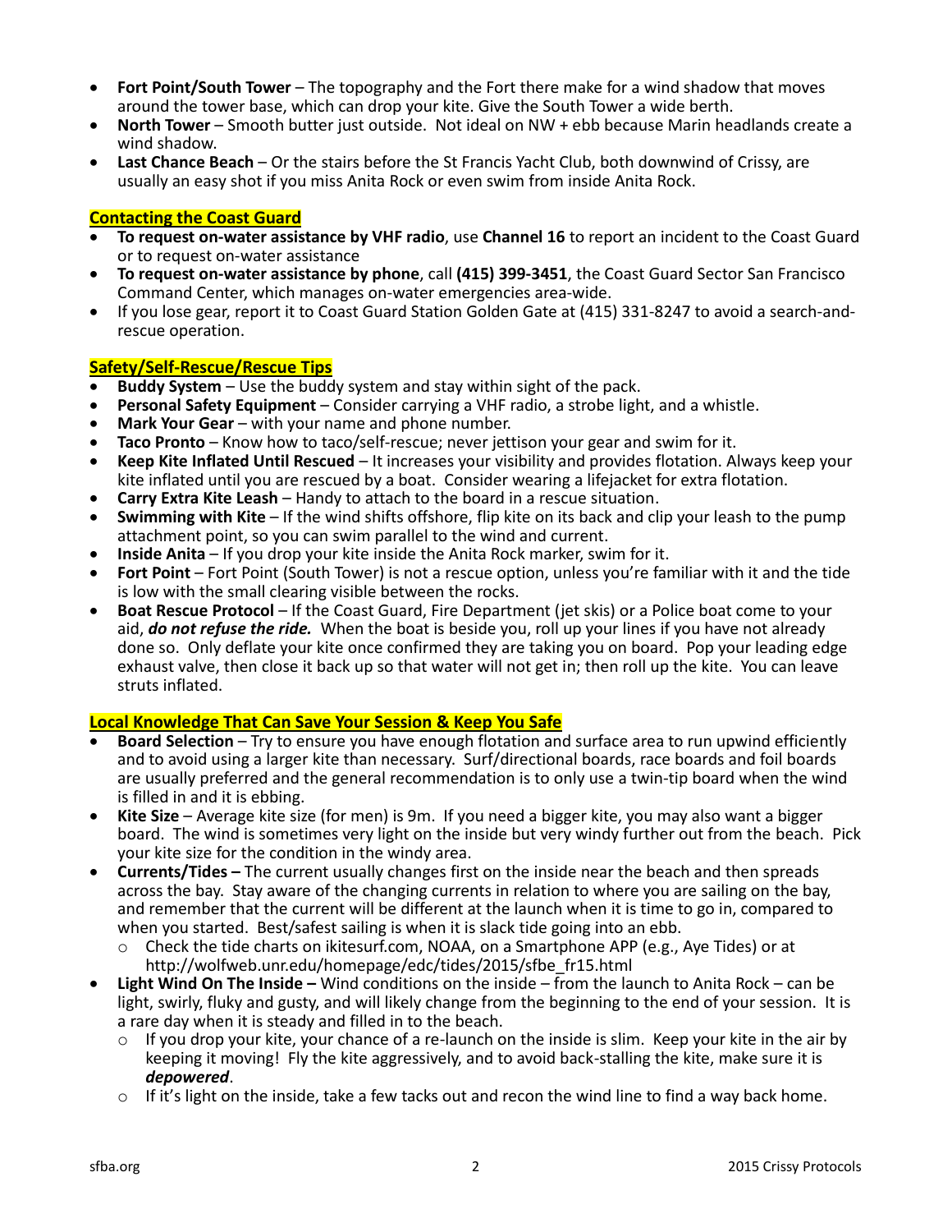- **Fort Point/South Tower** – The topography and the Fort there make for a wind shadow that moves around the tower base, which can drop your kite. Give the South Tower a wide berth.
- **North Tower** – Smooth butter just outside. Not ideal on NW + ebb because Marin headlands create a wind shadow.
- **Last Chance Beach** – Or the stairs before the St Francis Yacht Club, both downwind of Crissy, are usually an easy shot if you miss Anita Rock or even swim from inside Anita Rock.

## Contacting the Coast Guard

- **To request on-water assistance by VHF radio**, use **Channel 16** to report an incident to the Coast Guard or to request on-water assistance
- **To request on-water assistance by phone**, call **(415) 399-3451**, the Coast Guard Sector San Francisco Command Center, which manages on-water emergencies area-wide.
- If you lose gear, report it to Coast Guard Station Golden Gate at (415) 331-8247 to avoid a search-and-rescue operation.

## Safety/Self-Rescue/Rescue Tips

- **Buddy System** – Use the buddy system and stay within sight of the pack.
- **Personal Safety Equipment** – Consider carrying a VHF radio, a strobe light, and a whistle.
- **Mark Your Gear** – with your name and phone number.
- **Taco Pronto** – Know how to taco/self-rescue; never jettison your gear and swim for it.
- **Keep Kite Inflated Until Rescued** – It increases your visibility and provides flotation. Always keep your kite inflated until you are rescued by a boat. Consider wearing a lifejacket for extra flotation.
- **Carry Extra Kite Leash** – Handy to attach to the board in a rescue situation.
- **Swimming with Kite** – If the wind shifts offshore, flip kite on its back and clip your leash to the pump attachment point, so you can swim parallel to the wind and current.
- **Inside Anita** – If you drop your kite inside the Anita Rock marker, swim for it.
- **Fort Point** – Fort Point (South Tower) is not a rescue option, unless you're familiar with it and the tide is low with the small clearing visible between the rocks.
- **Boat Rescue Protocol** – If the Coast Guard, Fire Department (jet skis) or a Police boat come to your aid, ***do not refuse the ride.*** When the boat is beside you, roll up your lines if you have not already done so. Only deflate your kite once confirmed they are taking you on board. Pop your leading edge exhaust valve, then close it back up so that water will not get in; then roll up the kite. You can leave struts inflated.

## Local Knowledge That Can Save Your Session & Keep You Safe

- **Board Selection** – Try to ensure you have enough flotation and surface area to run upwind efficiently and to avoid using a larger kite than necessary. Surf/directional boards, race boards and foil boards are usually preferred and the general recommendation is to only use a twin-tip board when the wind is filled in and it is ebbing.
- **Kite Size** – Average kite size (for men) is 9m. If you need a bigger kite, you may also want a bigger board. The wind is sometimes very light on the inside but very windy further out from the beach. Pick your kite size for the condition in the windy area.
- **Currents/Tides –** The current usually changes first on the inside near the beach and then spreads across the bay. Stay aware of the changing currents in relation to where you are sailing on the bay, and remember that the current will be different at the launch when it is time to go in, compared to when you started. Best/safest sailing is when it is slack tide going into an ebb.
  - Check the tide charts on ikitesurf.com, NOAA, on a Smartphone APP (e.g., Aye Tides) or at http://wolfweb.unr.edu/homepage/edc/tides/2015/sfbe_fr15.html
- **Light Wind On The Inside –** Wind conditions on the inside – from the launch to Anita Rock – can be light, swirly, fluky and gusty, and will likely change from the beginning to the end of your session. It is a rare day when it is steady and filled in to the beach.
  - If you drop your kite, your chance of a re-launch on the inside is slim. Keep your kite in the air by keeping it moving! Fly the kite aggressively, and to avoid back-stalling the kite, make sure it is ***depowered***.
  - If it's light on the inside, take a few tacks out and recon the wind line to find a way back home.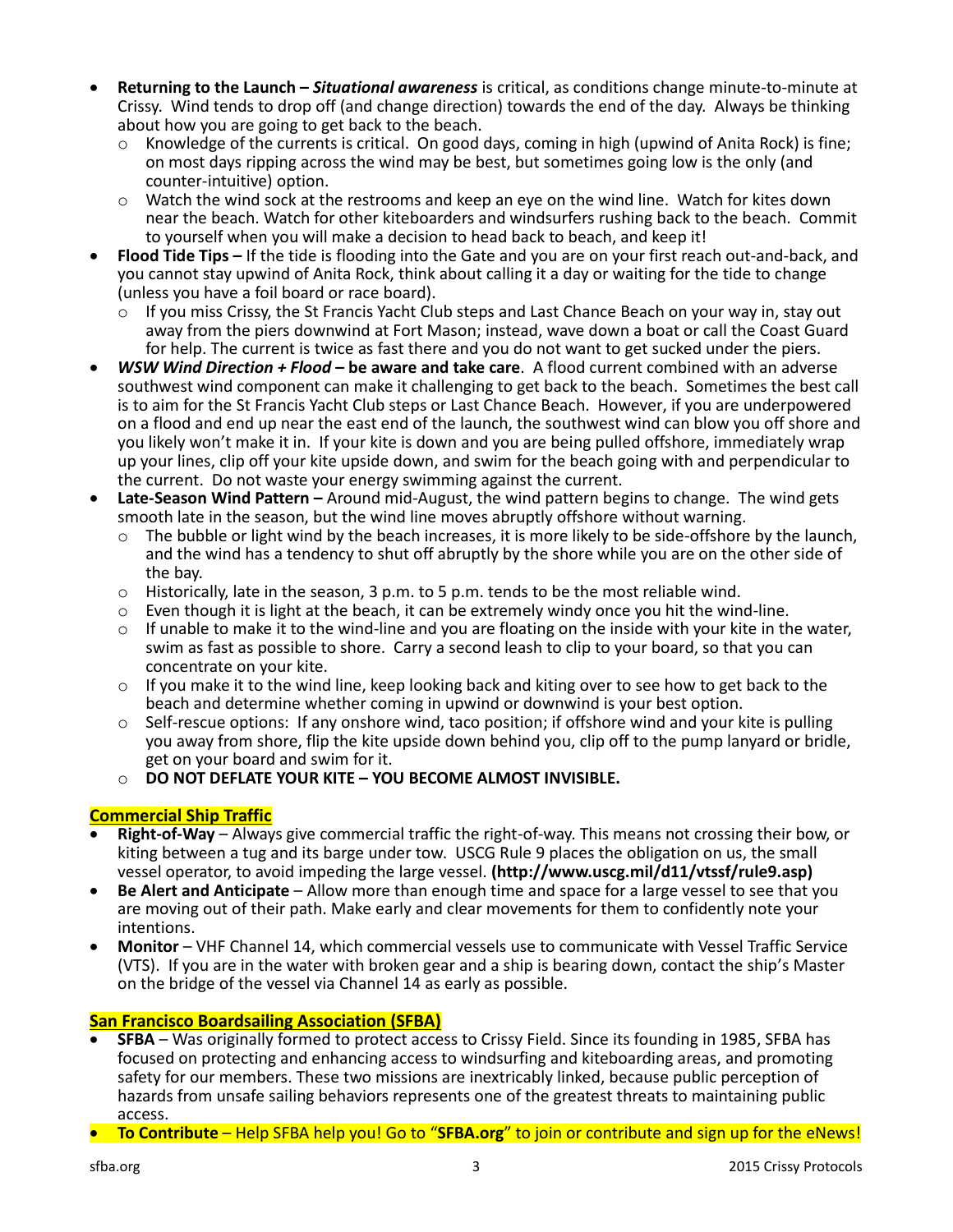- **Returning to the Launch –** ***Situational awareness*** is critical, as conditions change minute-to-minute at Crissy. Wind tends to drop off (and change direction) towards the end of the day. Always be thinking about how you are going to get back to the beach.
  - Knowledge of the currents is critical. On good days, coming in high (upwind of Anita Rock) is fine; on most days ripping across the wind may be best, but sometimes going low is the only (and counter-intuitive) option.
  - Watch the wind sock at the restrooms and keep an eye on the wind line. Watch for kites down near the beach. Watch for other kiteboarders and windsurfers rushing back to the beach. Commit to yourself when you will make a decision to head back to beach, and keep it!
- **Flood Tide Tips –** If the tide is flooding into the Gate and you are on your first reach out-and-back, and you cannot stay upwind of Anita Rock, think about calling it a day or waiting for the tide to change (unless you have a foil board or race board).
  - If you miss Crissy, the St Francis Yacht Club steps and Last Chance Beach on your way in, stay out away from the piers downwind at Fort Mason; instead, wave down a boat or call the Coast Guard for help. The current is twice as fast there and you do not want to get sucked under the piers.
- ***WSW Wind Direction + Flood*** **– be aware and take care**. A flood current combined with an adverse southwest wind component can make it challenging to get back to the beach. Sometimes the best call is to aim for the St Francis Yacht Club steps or Last Chance Beach. However, if you are underpowered on a flood and end up near the east end of the launch, the southwest wind can blow you off shore and you likely won't make it in. If your kite is down and you are being pulled offshore, immediately wrap up your lines, clip off your kite upside down, and swim for the beach going with and perpendicular to the current. Do not waste your energy swimming against the current.
- **Late-Season Wind Pattern –** Around mid-August, the wind pattern begins to change. The wind gets smooth late in the season, but the wind line moves abruptly offshore without warning.
  - The bubble or light wind by the beach increases, it is more likely to be side-offshore by the launch, and the wind has a tendency to shut off abruptly by the shore while you are on the other side of the bay.
  - Historically, late in the season, 3 p.m. to 5 p.m. tends to be the most reliable wind.
  - Even though it is light at the beach, it can be extremely windy once you hit the wind-line.
  - If unable to make it to the wind-line and you are floating on the inside with your kite in the water, swim as fast as possible to shore. Carry a second leash to clip to your board, so that you can concentrate on your kite.
  - If you make it to the wind line, keep looking back and kiting over to see how to get back to the beach and determine whether coming in upwind or downwind is your best option.
  - Self-rescue options: If any onshore wind, taco position; if offshore wind and your kite is pulling you away from shore, flip the kite upside down behind you, clip off to the pump lanyard or bridle, get on your board and swim for it.
  - **DO NOT DEFLATE YOUR KITE – YOU BECOME ALMOST INVISIBLE.**

## Commercial Ship Traffic

- **Right-of-Way** – Always give commercial traffic the right-of-way. This means not crossing their bow, or kiting between a tug and its barge under tow. USCG Rule 9 places the obligation on us, the small vessel operator, to avoid impeding the large vessel. **(http://www.uscg.mil/d11/vtssf/rule9.asp)**
- **Be Alert and Anticipate** – Allow more than enough time and space for a large vessel to see that you are moving out of their path. Make early and clear movements for them to confidently note your intentions.
- **Monitor** – VHF Channel 14, which commercial vessels use to communicate with Vessel Traffic Service (VTS). If you are in the water with broken gear and a ship is bearing down, contact the ship's Master on the bridge of the vessel via Channel 14 as early as possible.

## San Francisco Boardsailing Association (SFBA)

- **SFBA** – Was originally formed to protect access to Crissy Field. Since its founding in 1985, SFBA has focused on protecting and enhancing access to windsurfing and kiteboarding areas, and promoting safety for our members. These two missions are inextricably linked, because public perception of hazards from unsafe sailing behaviors represents one of the greatest threats to maintaining public access.
- **To Contribute** – Help SFBA help you! Go to "**SFBA.org**" to join or contribute and sign up for the eNews!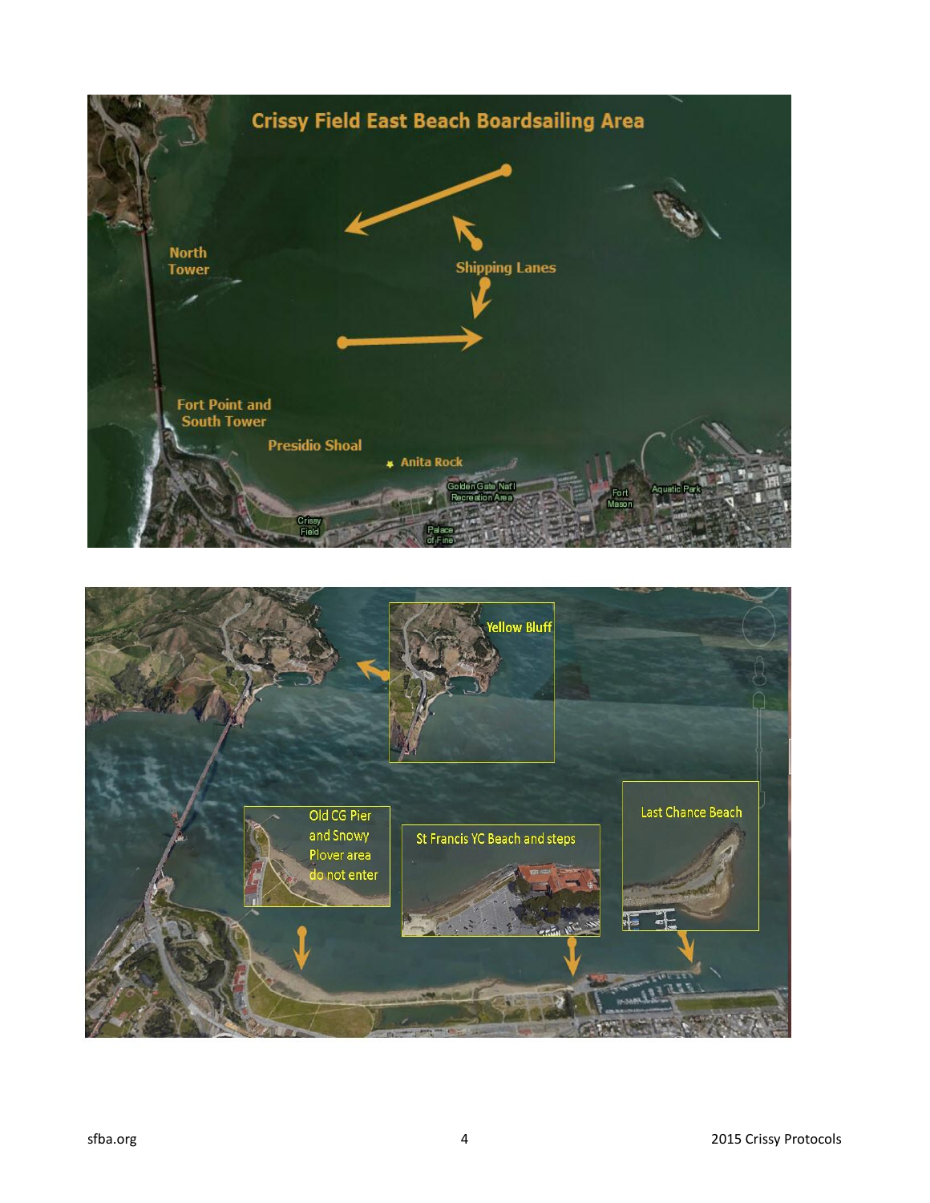Crissy Field East Beach Boardsailing Area

North Tower

Shipping Lanes

Fort Point and South Tower

Presidio Shoal

Anita Rock

Golden Gate Nat'l Recreation Area

Crissy Field

Palace of Fine

Fort Mason

Aquatic Park

Yellow Bluff

Old CG Pier and Snowy Plover area do not enter

St Francis YC Beach and steps

Last Chance Beach